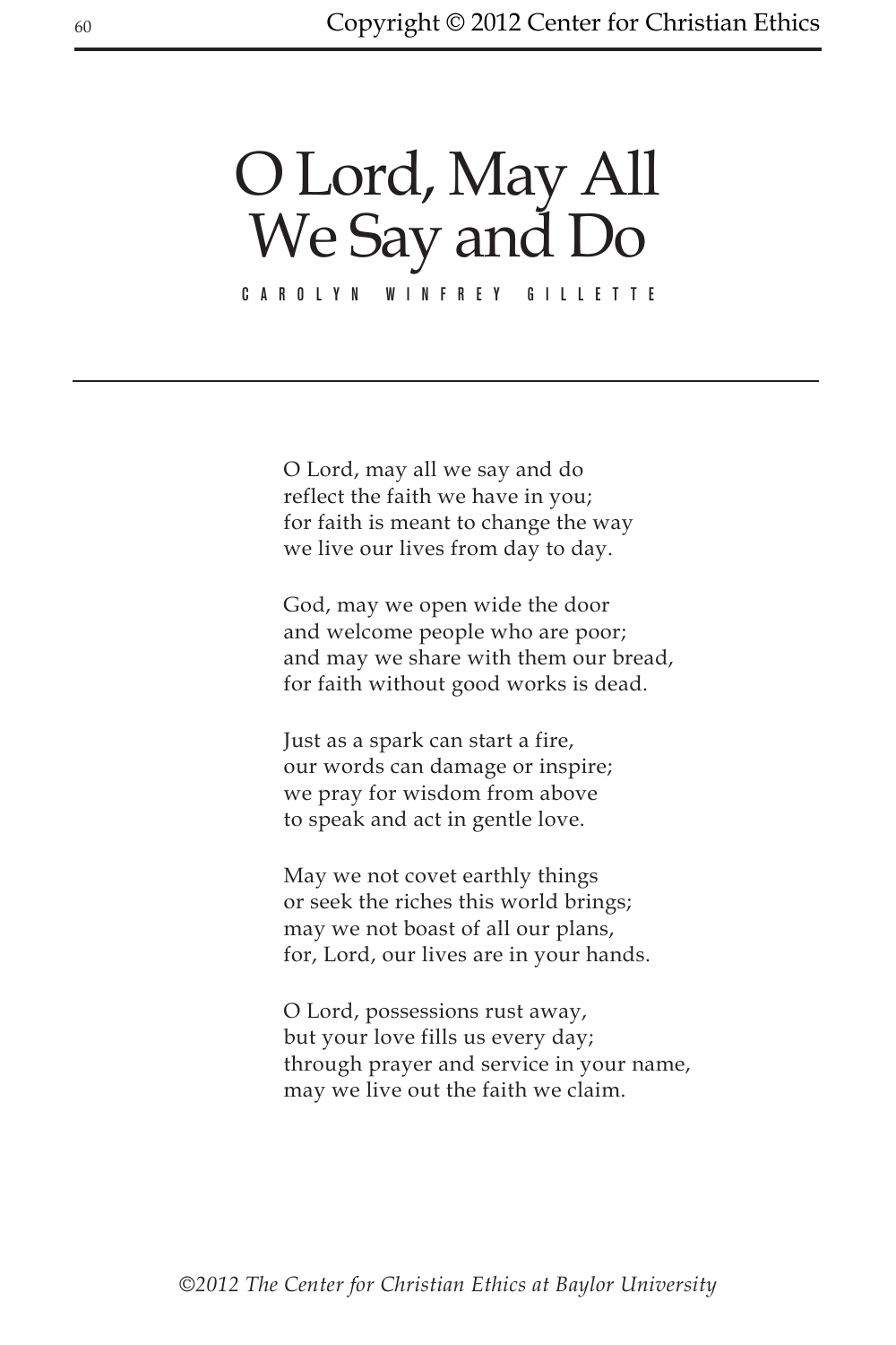# O Lord, May All We Say and Do

CAROLYN WINFREY GILLETTE

---

O Lord, may all we say and do  
reflect the faith we have in you;  
for faith is meant to change the way  
we live our lives from day to day.

God, may we open wide the door  
and welcome people who are poor;  
and may we share with them our bread,  
for faith without good works is dead.

Just as a spark can start a fire,  
our words can damage or inspire;  
we pray for wisdom from above  
to speak and act in gentle love.

May we not covet earthly things  
or seek the riches this world brings;  
may we not boast of all our plans,  
for, Lord, our lives are in your hands.

O Lord, possessions rust away,  
but your love fills us every day;  
through prayer and service in your name,  
may we live out the faith we claim.

*©2012 The Center for Christian Ethics at Baylor University*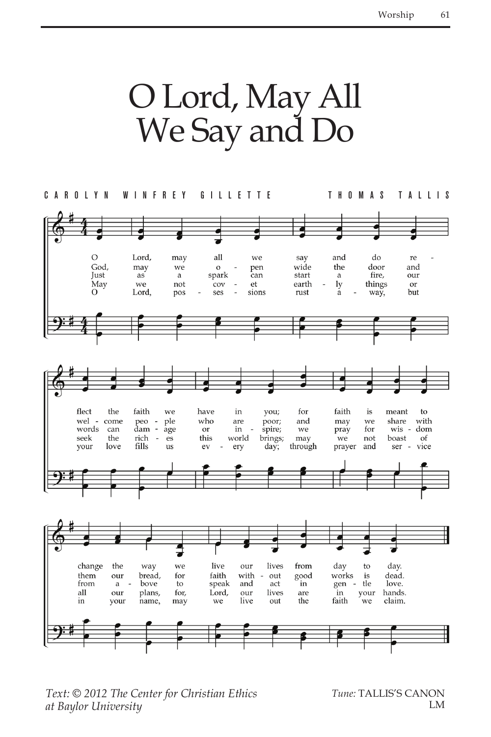# O Lord, May All We Say and Do

CAROLYN WINFREY GILLETTE THOMAS TALLIS

1. O Lord, may all we say and do
reflect the faith we have in you;
for faith is meant to change the way
we live our lives from day to day.

2. God, may we open wide the door
and welcome people who are poor;
and may we share with them our bread,
for faith without good works is dead.

3. Just as a spark can start a fire,
our words can damage or inspire;
we pray for wisdom from above
to speak and act in gentle love.

4. May we not covet earthly things
or seek the riches this world brings;
may we not boast of all our plans,
for, Lord, our lives are in your hands.

5. O Lord, possessions rust away,
but your love fills us every day;
through prayer and service in your name,
may we live out the faith we claim.

*Text: © 2012 The Center for Christian Ethics at Baylor University*

*Tune:* TALLIS'S CANON
LM